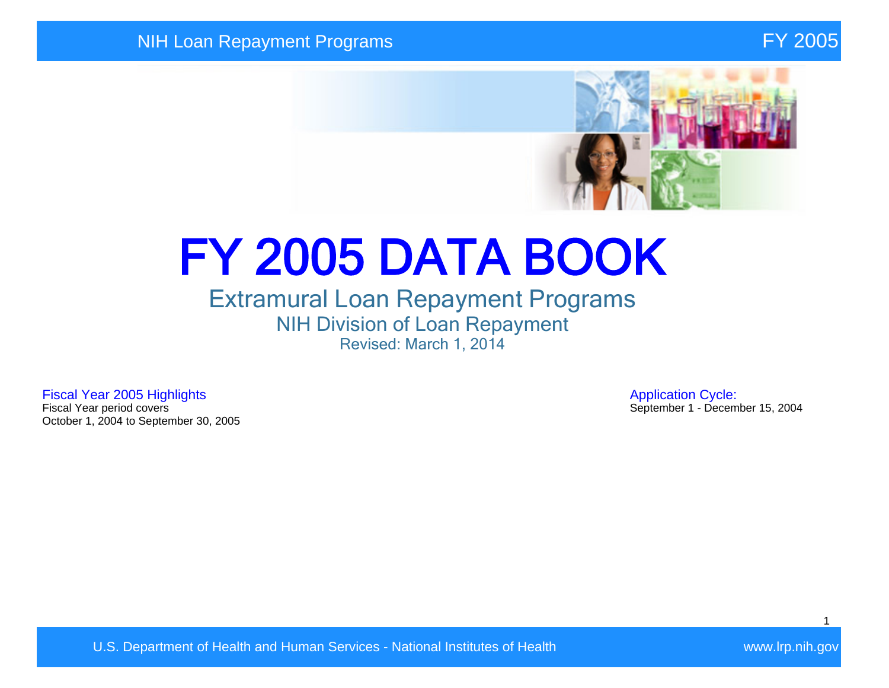# FY 2005 DATA BOOK

## Extramural Loan Repayment Programs

### NIH Division of Loan Repayment

Revised: March 1, 2014

**Fiscal Year 2005 Highlights**

Fiscal Year period covers
October 1, 2004 to September 30, 2005

**Application Cycle:**

September 1 - December 15, 2004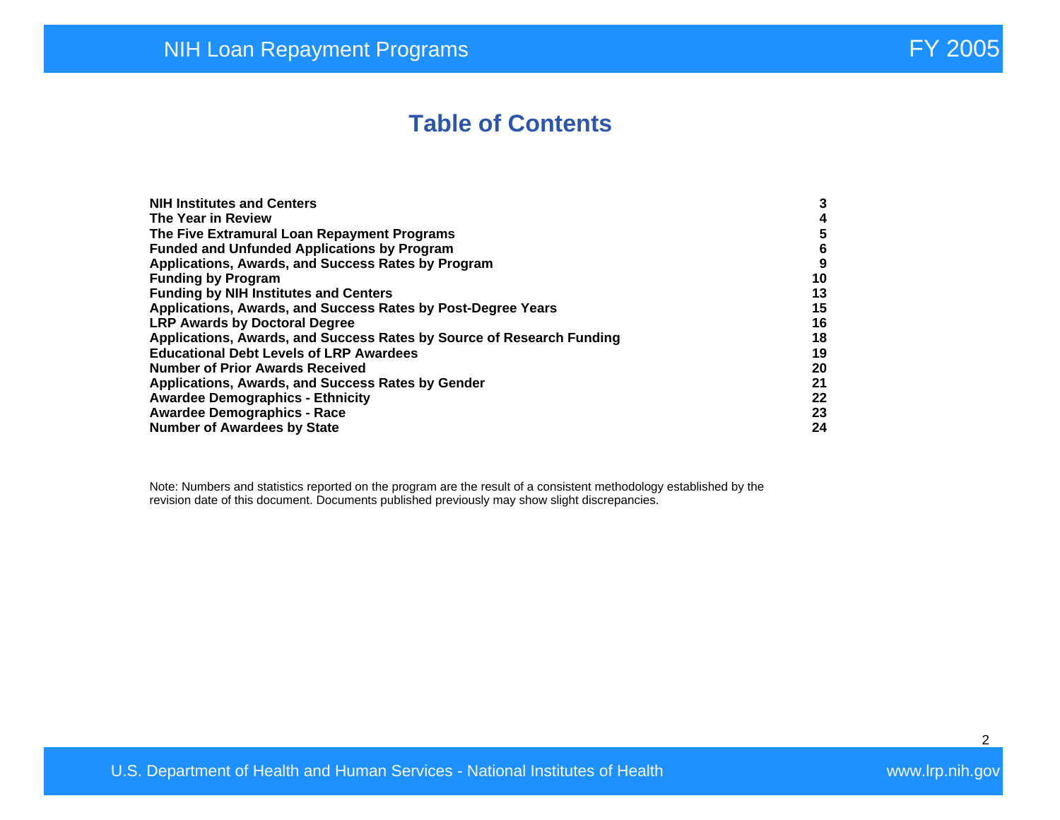# Table of Contents

| | |
|---|---|
| **NIH Institutes and Centers** | **3** |
| **The Year in Review** | **4** |
| **The Five Extramural Loan Repayment Programs** | **5** |
| **Funded and Unfunded Applications by Program** | **6** |
| **Applications, Awards, and Success Rates by Program** | **9** |
| **Funding by Program** | **10** |
| **Funding by NIH Institutes and Centers** | **13** |
| **Applications, Awards, and Success Rates by Post-Degree Years** | **15** |
| **LRP Awards by Doctoral Degree** | **16** |
| **Applications, Awards, and Success Rates by Source of Research Funding** | **18** |
| **Educational Debt Levels of LRP Awardees** | **19** |
| **Number of Prior Awards Received** | **20** |
| **Applications, Awards, and Success Rates by Gender** | **21** |
| **Awardee Demographics - Ethnicity** | **22** |
| **Awardee Demographics - Race** | **23** |
| **Number of Awardees by State** | **24** |

Note: Numbers and statistics reported on the program are the result of a consistent methodology established by the revision date of this document. Documents published previously may show slight discrepancies.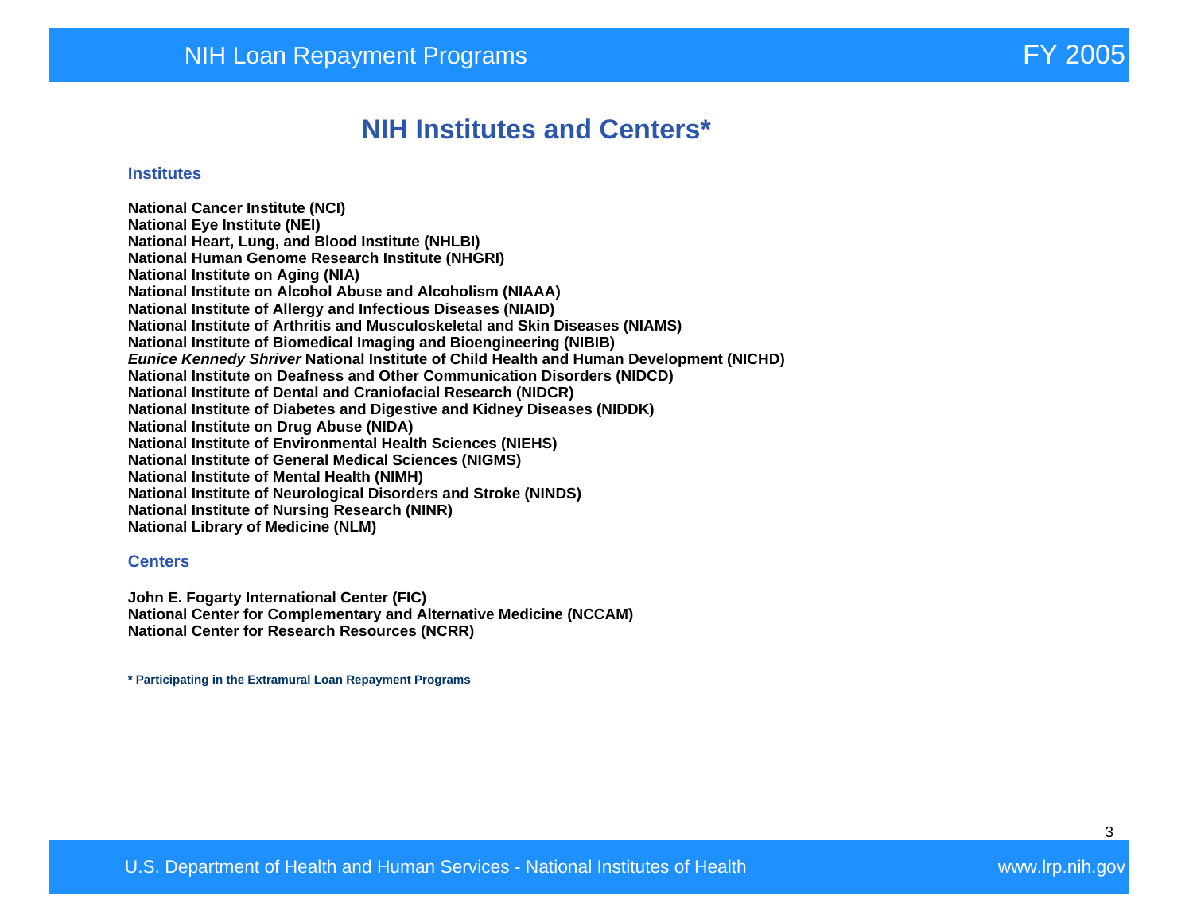# NIH Institutes and Centers*

## Institutes

**National Cancer Institute (NCI)**
**National Eye Institute (NEI)**
**National Heart, Lung, and Blood Institute (NHLBI)**
**National Human Genome Research Institute (NHGRI)**
**National Institute on Aging (NIA)**
**National Institute on Alcohol Abuse and Alcoholism (NIAAA)**
**National Institute of Allergy and Infectious Diseases (NIAID)**
**National Institute of Arthritis and Musculoskeletal and Skin Diseases (NIAMS)**
**National Institute of Biomedical Imaging and Bioengineering (NIBIB)**
***Eunice Kennedy Shriver* National Institute of Child Health and Human Development (NICHD)**
**National Institute on Deafness and Other Communication Disorders (NIDCD)**
**National Institute of Dental and Craniofacial Research (NIDCR)**
**National Institute of Diabetes and Digestive and Kidney Diseases (NIDDK)**
**National Institute on Drug Abuse (NIDA)**
**National Institute of Environmental Health Sciences (NIEHS)**
**National Institute of General Medical Sciences (NIGMS)**
**National Institute of Mental Health (NIMH)**
**National Institute of Neurological Disorders and Stroke (NINDS)**
**National Institute of Nursing Research (NINR)**
**National Library of Medicine (NLM)**

## Centers

**John E. Fogarty International Center (FIC)**
**National Center for Complementary and Alternative Medicine (NCCAM)**
**National Center for Research Resources (NCRR)**

**\* Participating in the Extramural Loan Repayment Programs**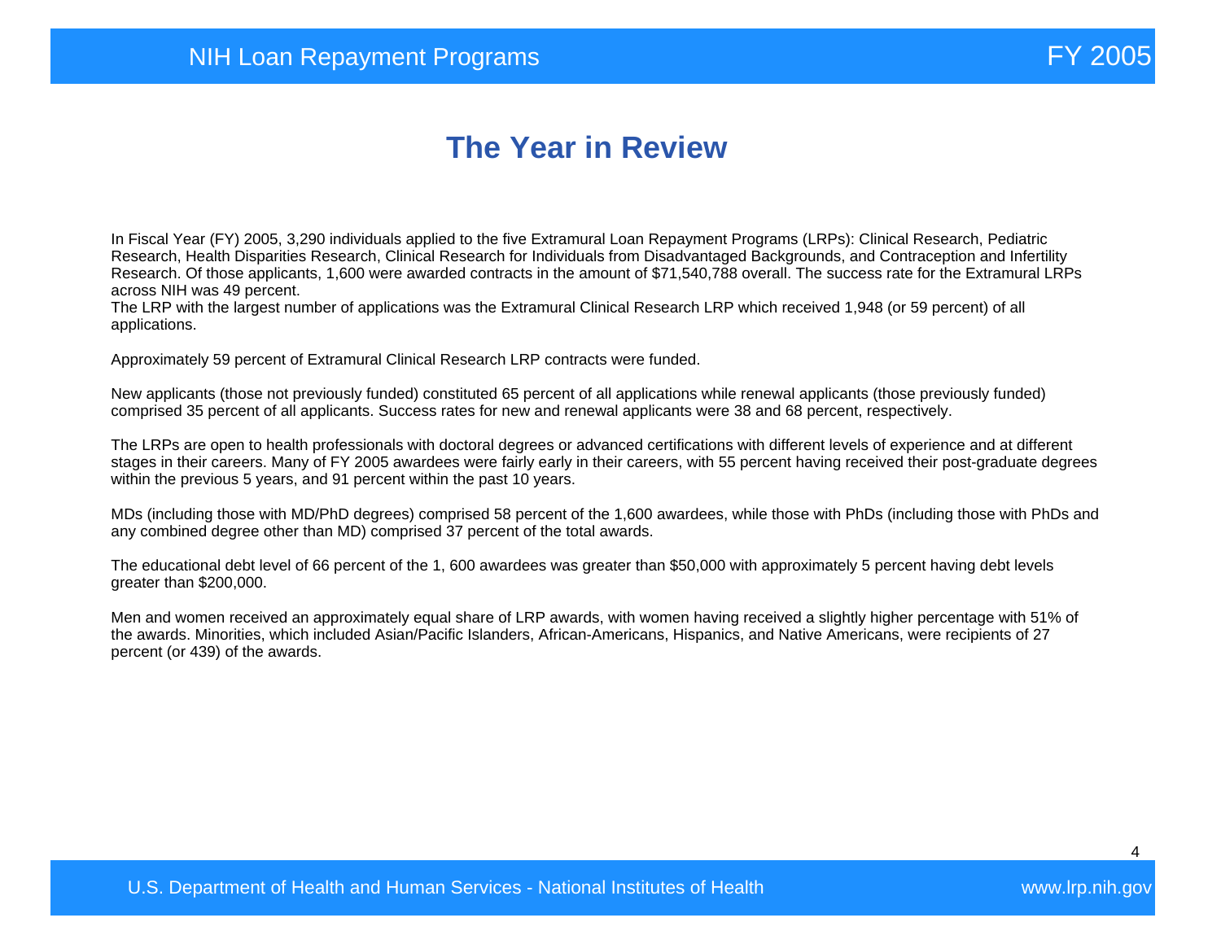# The Year in Review

In Fiscal Year (FY) 2005, 3,290 individuals applied to the five Extramural Loan Repayment Programs (LRPs): Clinical Research, Pediatric Research, Health Disparities Research, Clinical Research for Individuals from Disadvantaged Backgrounds, and Contraception and Infertility Research. Of those applicants, 1,600 were awarded contracts in the amount of $71,540,788 overall. The success rate for the Extramural LRPs across NIH was 49 percent.
The LRP with the largest number of applications was the Extramural Clinical Research LRP which received 1,948 (or 59 percent) of all applications.

Approximately 59 percent of Extramural Clinical Research LRP contracts were funded.

New applicants (those not previously funded) constituted 65 percent of all applications while renewal applicants (those previously funded) comprised 35 percent of all applicants. Success rates for new and renewal applicants were 38 and 68 percent, respectively.

The LRPs are open to health professionals with doctoral degrees or advanced certifications with different levels of experience and at different stages in their careers. Many of FY 2005 awardees were fairly early in their careers, with 55 percent having received their post-graduate degrees within the previous 5 years, and 91 percent within the past 10 years.

MDs (including those with MD/PhD degrees) comprised 58 percent of the 1,600 awardees, while those with PhDs (including those with PhDs and any combined degree other than MD) comprised 37 percent of the total awards.

The educational debt level of 66 percent of the 1, 600 awardees was greater than $50,000 with approximately 5 percent having debt levels greater than $200,000.

Men and women received an approximately equal share of LRP awards, with women having received a slightly higher percentage with 51% of the awards. Minorities, which included Asian/Pacific Islanders, African-Americans, Hispanics, and Native Americans, were recipients of 27 percent (or 439) of the awards.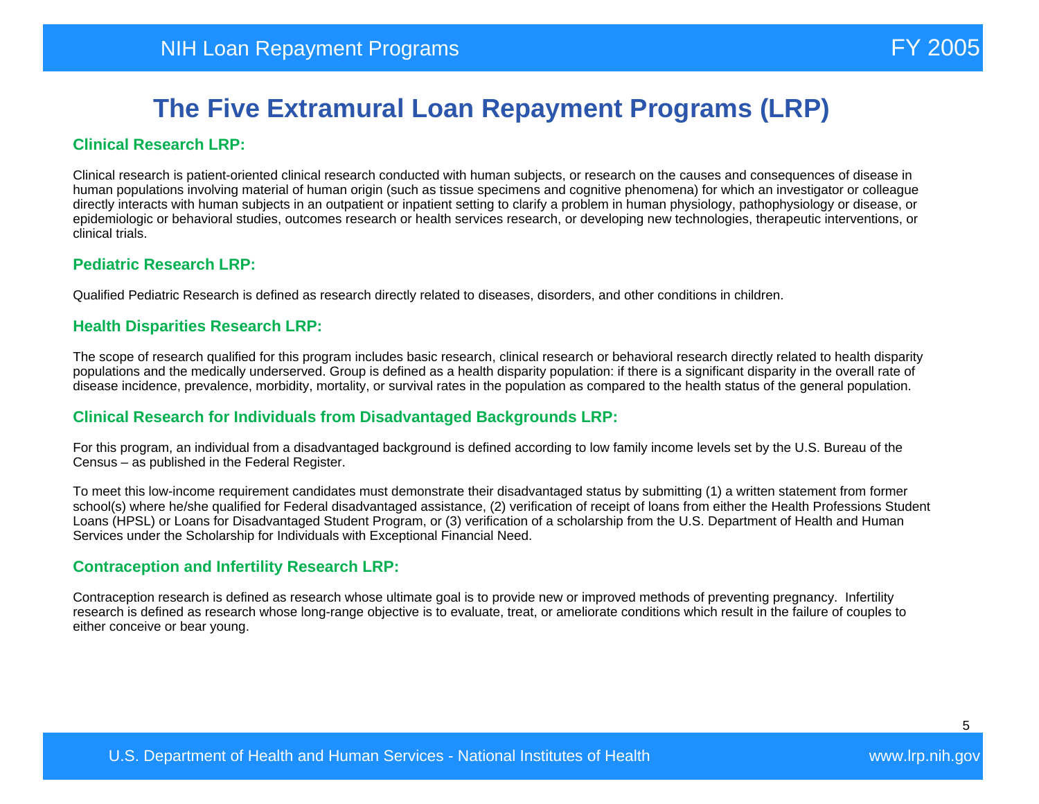# The Five Extramural Loan Repayment Programs (LRP)

## Clinical Research LRP:

Clinical research is patient-oriented clinical research conducted with human subjects, or research on the causes and consequences of disease in human populations involving material of human origin (such as tissue specimens and cognitive phenomena) for which an investigator or colleague directly interacts with human subjects in an outpatient or inpatient setting to clarify a problem in human physiology, pathophysiology or disease, or epidemiologic or behavioral studies, outcomes research or health services research, or developing new technologies, therapeutic interventions, or clinical trials.

## Pediatric Research LRP:

Qualified Pediatric Research is defined as research directly related to diseases, disorders, and other conditions in children.

## Health Disparities Research LRP:

The scope of research qualified for this program includes basic research, clinical research or behavioral research directly related to health disparity populations and the medically underserved. Group is defined as a health disparity population: if there is a significant disparity in the overall rate of disease incidence, prevalence, morbidity, mortality, or survival rates in the population as compared to the health status of the general population.

## Clinical Research for Individuals from Disadvantaged Backgrounds LRP:

For this program, an individual from a disadvantaged background is defined according to low family income levels set by the U.S. Bureau of the Census – as published in the Federal Register.

To meet this low-income requirement candidates must demonstrate their disadvantaged status by submitting (1) a written statement from former school(s) where he/she qualified for Federal disadvantaged assistance, (2) verification of receipt of loans from either the Health Professions Student Loans (HPSL) or Loans for Disadvantaged Student Program, or (3) verification of a scholarship from the U.S. Department of Health and Human Services under the Scholarship for Individuals with Exceptional Financial Need.

## Contraception and Infertility Research LRP:

Contraception research is defined as research whose ultimate goal is to provide new or improved methods of preventing pregnancy. Infertility research is defined as research whose long-range objective is to evaluate, treat, or ameliorate conditions which result in the failure of couples to either conceive or bear young.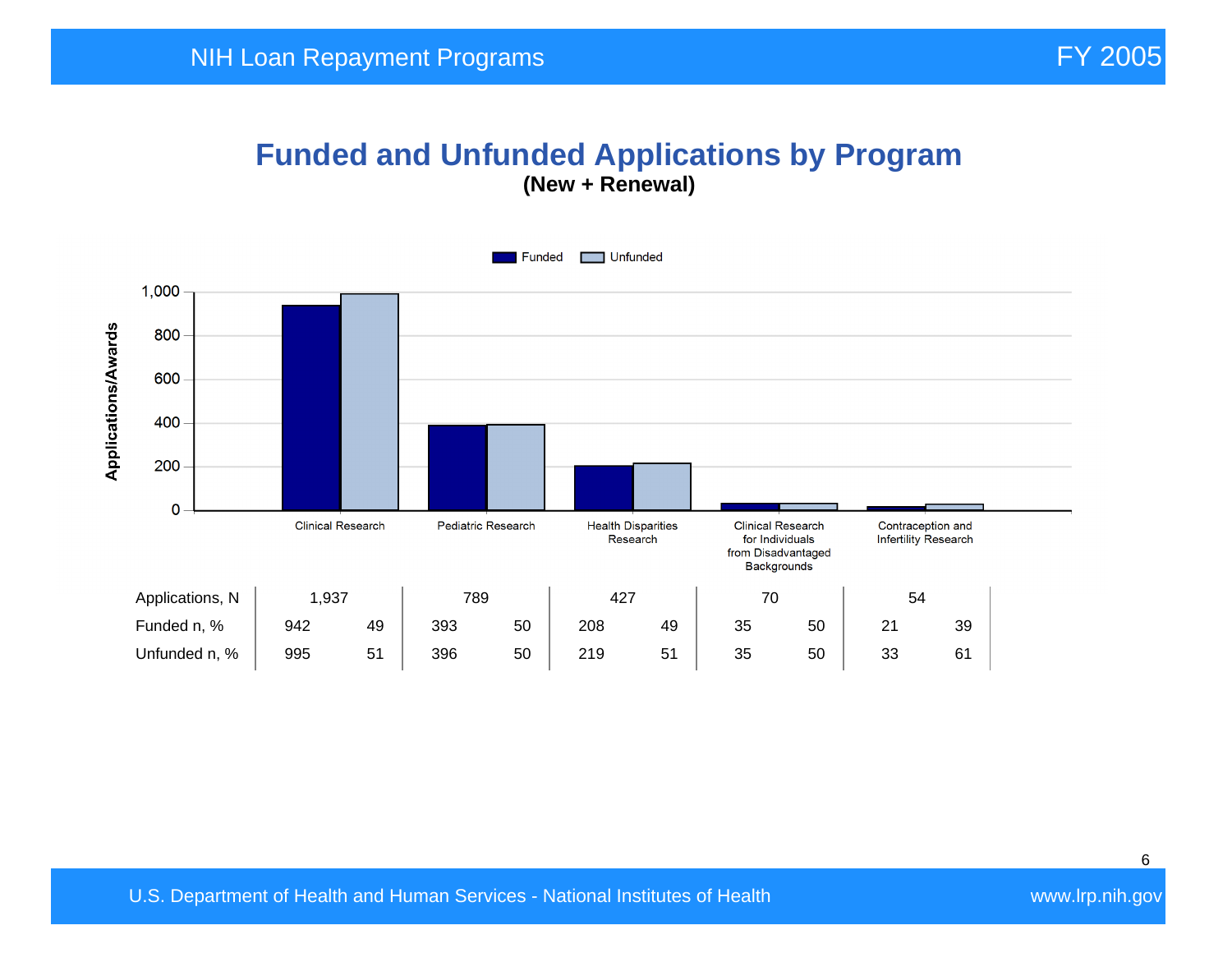## Funded and Unfunded Applications by Program

**(New + Renewal)**

| | Clinical Research | | Pediatric Research | | Health Disparities Research | | Clinical Research for Individuals from Disadvantaged Backgrounds | | Contraception and Infertility Research | |
|---|---|---|---|---|---|---|---|---|---|---|
| Applications, N | 1,937 | | 789 | | 427 | | 70 | | 54 | |
| Funded n, % | 942 | 49 | 393 | 50 | 208 | 49 | 35 | 50 | 21 | 39 |
| Unfunded n, % | 995 | 51 | 396 | 50 | 219 | 51 | 35 | 50 | 33 | 61 |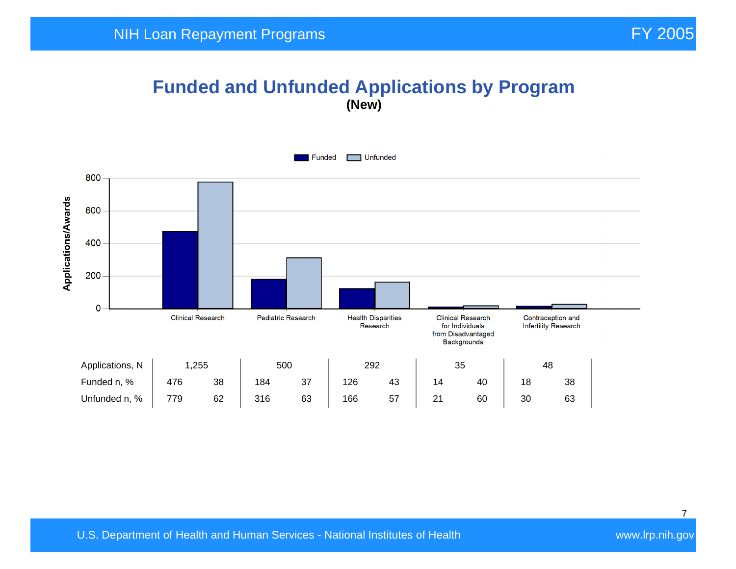# Funded and Unfunded Applications by Program

**(New)**

|  | Clinical Research | | Pediatric Research | | Health Disparities Research | | Clinical Research for Individuals from Disadvantaged Backgrounds | | Contraception and Infertility Research | |
|---|---|---|---|---|---|---|---|---|---|---|
| Applications, N | 1,255 | | 500 | | 292 | | 35 | | 48 | |
| Funded n, % | 476 | 38 | 184 | 37 | 126 | 43 | 14 | 40 | 18 | 38 |
| Unfunded n, % | 779 | 62 | 316 | 63 | 166 | 57 | 21 | 60 | 30 | 63 |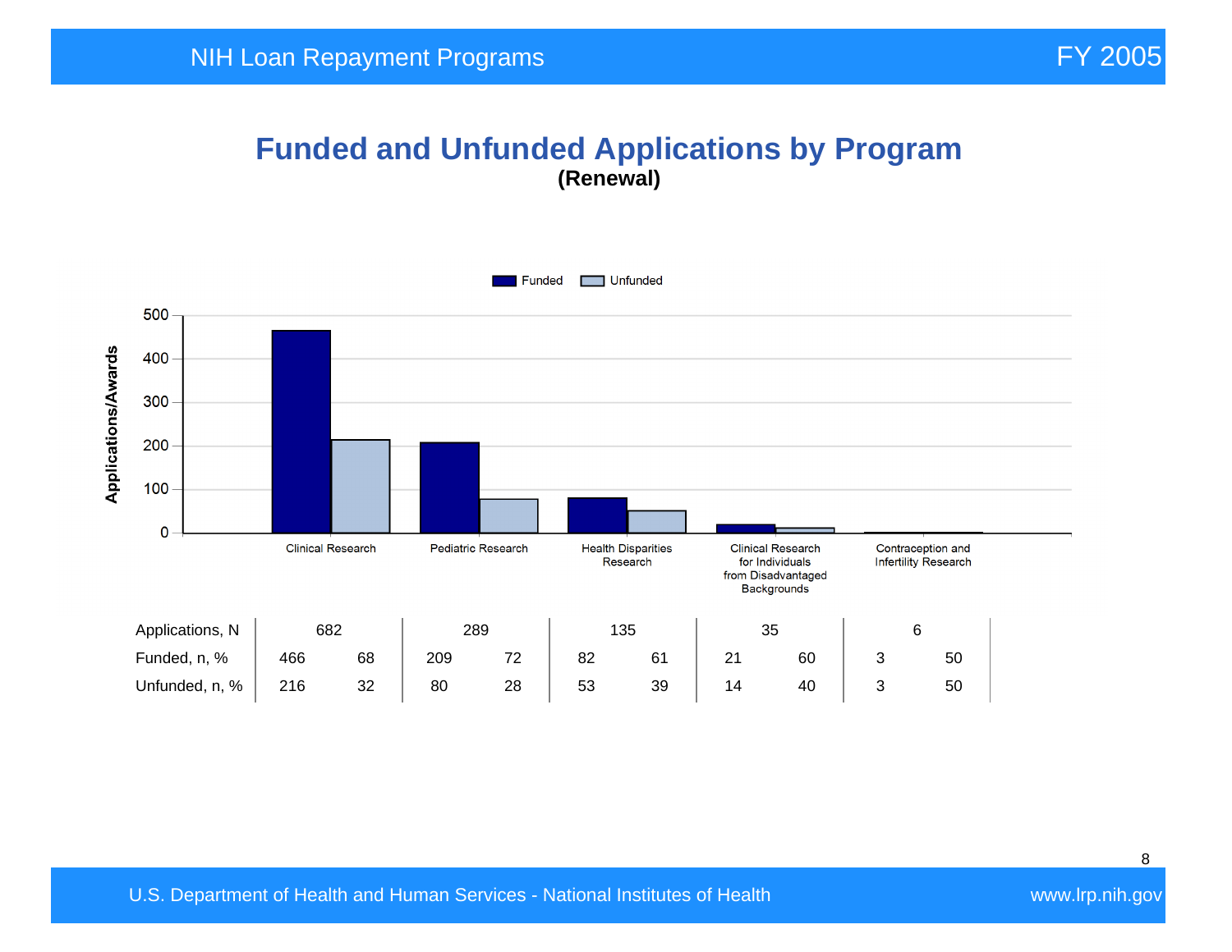# Funded and Unfunded Applications by Program

**(Renewal)**

| | Clinical Research | | Pediatric Research | | Health Disparities Research | | Clinical Research for Individuals from Disadvantaged Backgrounds | | Contraception and Infertility Research | |
|---|---|---|---|---|---|---|---|---|---|---|
| Applications, N | 682 | | 289 | | 135 | | 35 | | 6 | |
| Funded, n, % | 466 | 68 | 209 | 72 | 82 | 61 | 21 | 60 | 3 | 50 |
| Unfunded, n, % | 216 | 32 | 80 | 28 | 53 | 39 | 14 | 40 | 3 | 50 |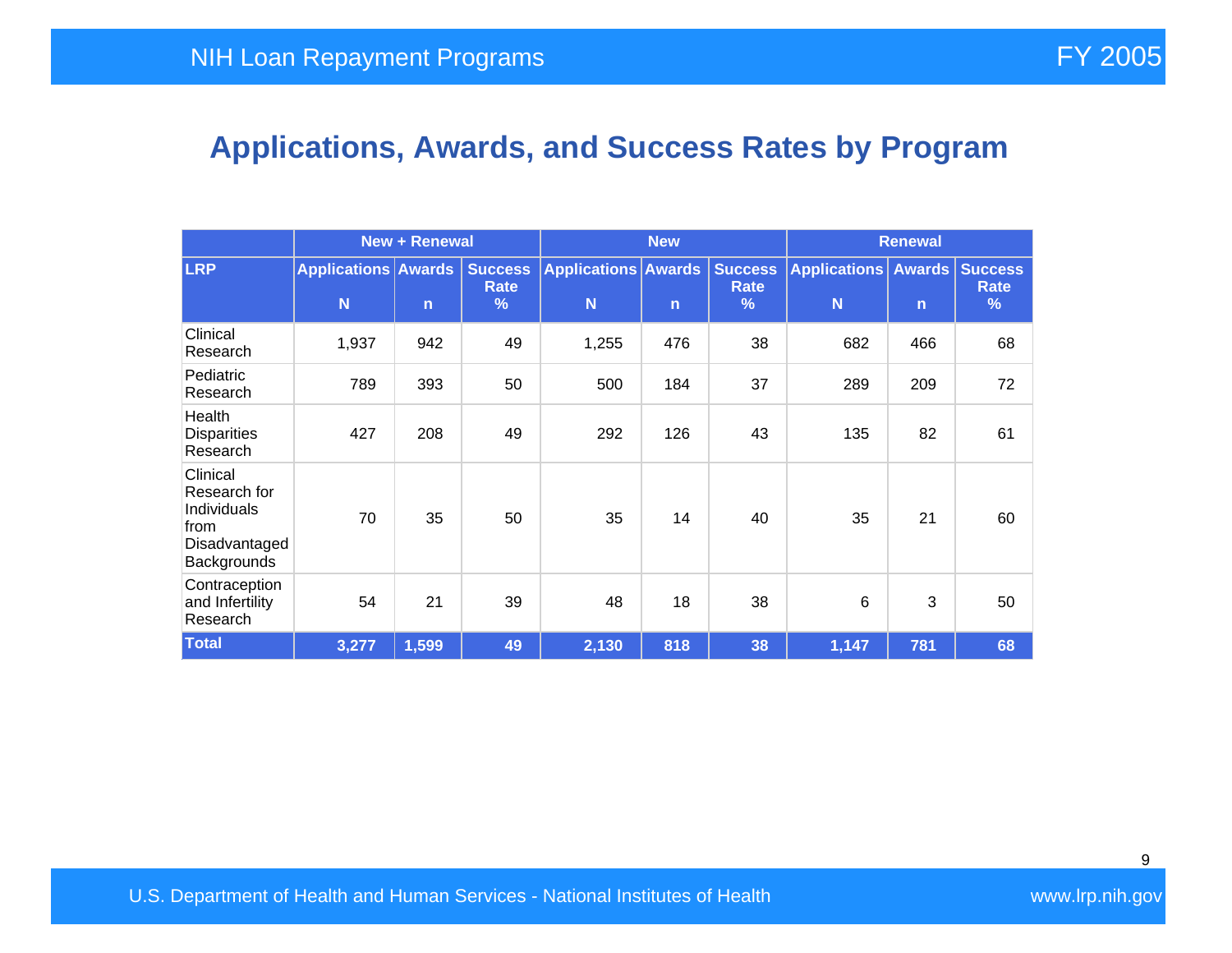## Applications, Awards, and Success Rates by Program

| | New + Renewal | | | New | | | Renewal | | |
|---|---|---|---|---|---|---|---|---|---|
| **LRP** | **Applications N** | **Awards n** | **Success Rate %** | **Applications N** | **Awards n** | **Success Rate %** | **Applications N** | **Awards n** | **Success Rate %** |
| Clinical Research | 1,937 | 942 | 49 | 1,255 | 476 | 38 | 682 | 466 | 68 |
| Pediatric Research | 789 | 393 | 50 | 500 | 184 | 37 | 289 | 209 | 72 |
| Health Disparities Research | 427 | 208 | 49 | 292 | 126 | 43 | 135 | 82 | 61 |
| Clinical Research for Individuals from Disadvantaged Backgrounds | 70 | 35 | 50 | 35 | 14 | 40 | 35 | 21 | 60 |
| Contraception and Infertility Research | 54 | 21 | 39 | 48 | 18 | 38 | 6 | 3 | 50 |
| **Total** | **3,277** | **1,599** | **49** | **2,130** | **818** | **38** | **1,147** | **781** | **68** |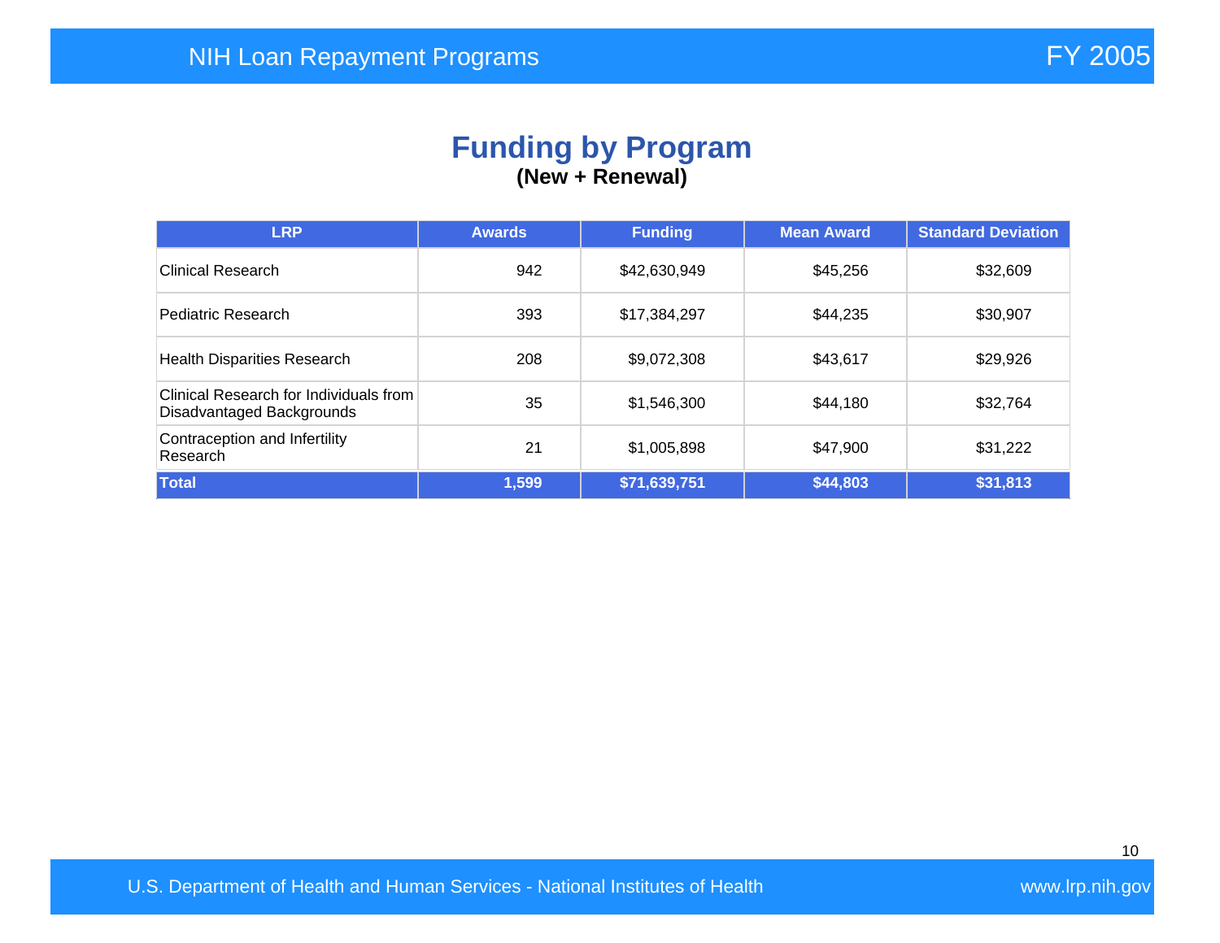## Funding by Program

**(New + Renewal)**

| LRP | Awards | Funding | Mean Award | Standard Deviation |
|---|---|---|---|---|
| Clinical Research | 942 | $42,630,949 | $45,256 | $32,609 |
| Pediatric Research | 393 | $17,384,297 | $44,235 | $30,907 |
| Health Disparities Research | 208 | $9,072,308 | $43,617 | $29,926 |
| Clinical Research for Individuals from Disadvantaged Backgrounds | 35 | $1,546,300 | $44,180 | $32,764 |
| Contraception and Infertility Research | 21 | $1,005,898 | $47,900 | $31,222 |
| **Total** | **1,599** | **$71,639,751** | **$44,803** | **$31,813** |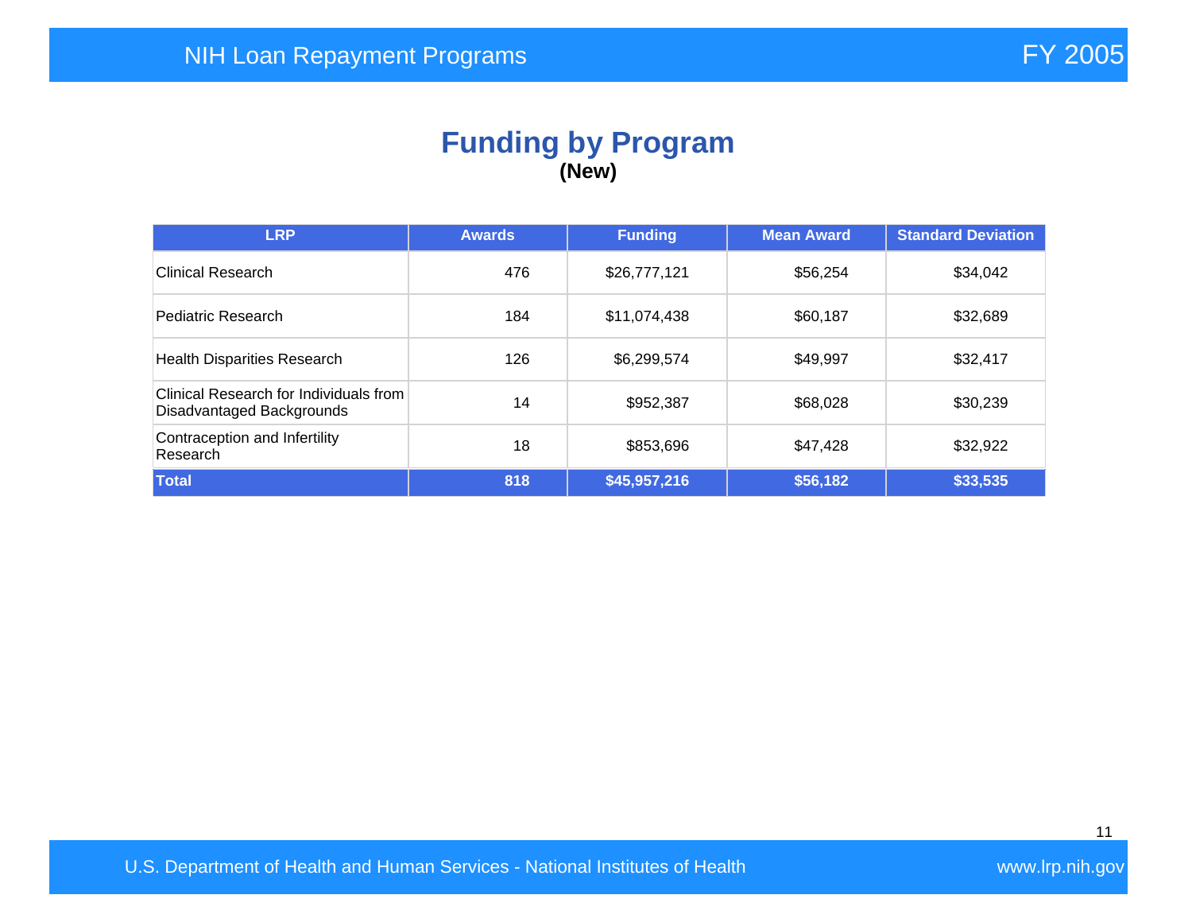# Funding by Program

**(New)**

| LRP | Awards | Funding | Mean Award | Standard Deviation |
|---|---|---|---|---|
| Clinical Research | 476 | $26,777,121 | $56,254 | $34,042 |
| Pediatric Research | 184 | $11,074,438 | $60,187 | $32,689 |
| Health Disparities Research | 126 | $6,299,574 | $49,997 | $32,417 |
| Clinical Research for Individuals from Disadvantaged Backgrounds | 14 | $952,387 | $68,028 | $30,239 |
| Contraception and Infertility Research | 18 | $853,696 | $47,428 | $32,922 |
| **Total** | **818** | **$45,957,216** | **$56,182** | **$33,535** |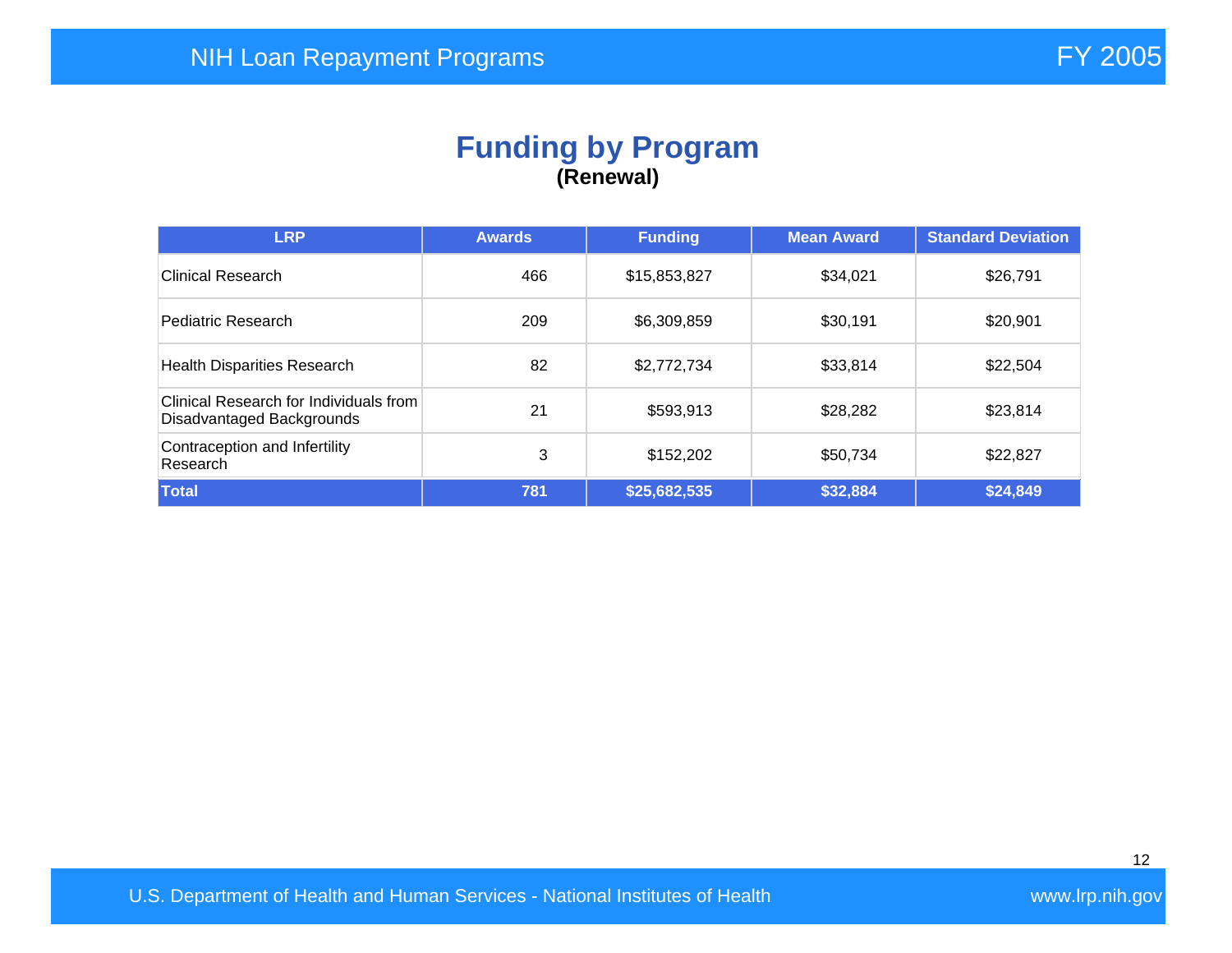# Funding by Program

**(Renewal)**

| LRP | Awards | Funding | Mean Award | Standard Deviation |
|---|---|---|---|---|
| Clinical Research | 466 | $15,853,827 | $34,021 | $26,791 |
| Pediatric Research | 209 | $6,309,859 | $30,191 | $20,901 |
| Health Disparities Research | 82 | $2,772,734 | $33,814 | $22,504 |
| Clinical Research for Individuals from Disadvantaged Backgrounds | 21 | $593,913 | $28,282 | $23,814 |
| Contraception and Infertility Research | 3 | $152,202 | $50,734 | $22,827 |
| **Total** | **781** | **$25,682,535** | **$32,884** | **$24,849** |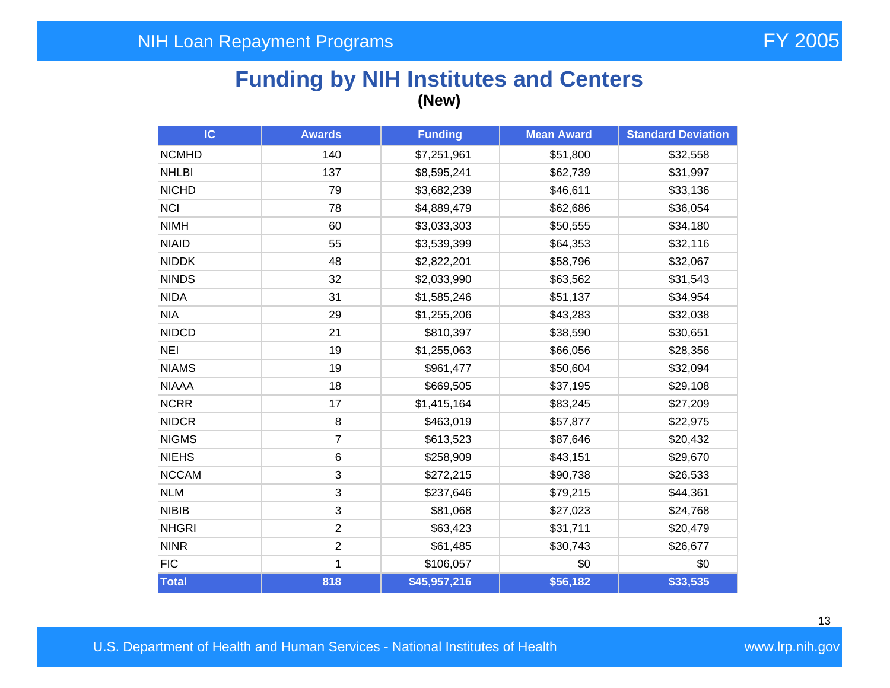# Funding by NIH Institutes and Centers

**(New)**

| IC | Awards | Funding | Mean Award | Standard Deviation |
|---|---|---|---|---|
| NCMHD | 140 | $7,251,961 | $51,800 | $32,558 |
| NHLBI | 137 | $8,595,241 | $62,739 | $31,997 |
| NICHD | 79 | $3,682,239 | $46,611 | $33,136 |
| NCI | 78 | $4,889,479 | $62,686 | $36,054 |
| NIMH | 60 | $3,033,303 | $50,555 | $34,180 |
| NIAID | 55 | $3,539,399 | $64,353 | $32,116 |
| NIDDK | 48 | $2,822,201 | $58,796 | $32,067 |
| NINDS | 32 | $2,033,990 | $63,562 | $31,543 |
| NIDA | 31 | $1,585,246 | $51,137 | $34,954 |
| NIA | 29 | $1,255,206 | $43,283 | $32,038 |
| NIDCD | 21 | $810,397 | $38,590 | $30,651 |
| NEI | 19 | $1,255,063 | $66,056 | $28,356 |
| NIAMS | 19 | $961,477 | $50,604 | $32,094 |
| NIAAA | 18 | $669,505 | $37,195 | $29,108 |
| NCRR | 17 | $1,415,164 | $83,245 | $27,209 |
| NIDCR | 8 | $463,019 | $57,877 | $22,975 |
| NIGMS | 7 | $613,523 | $87,646 | $20,432 |
| NIEHS | 6 | $258,909 | $43,151 | $29,670 |
| NCCAM | 3 | $272,215 | $90,738 | $26,533 |
| NLM | 3 | $237,646 | $79,215 | $44,361 |
| NIBIB | 3 | $81,068 | $27,023 | $24,768 |
| NHGRI | 2 | $63,423 | $31,711 | $20,479 |
| NINR | 2 | $61,485 | $30,743 | $26,677 |
| FIC | 1 | $106,057 | $0 | $0 |
| **Total** | **818** | **$45,957,216** | **$56,182** | **$33,535** |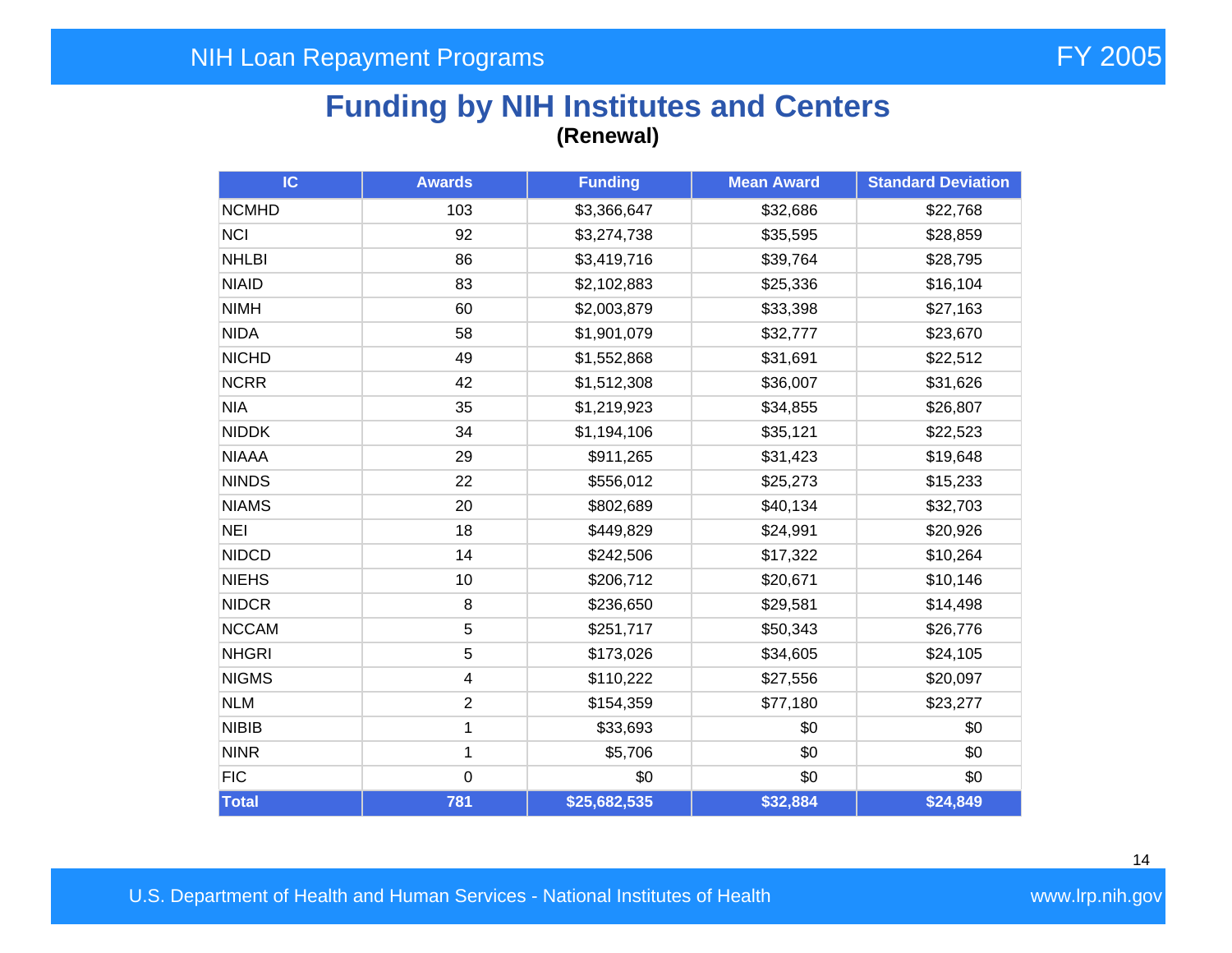# Funding by NIH Institutes and Centers

**(Renewal)**

| IC | Awards | Funding | Mean Award | Standard Deviation |
|---|---|---|---|---|
| NCMHD | 103 | $3,366,647 | $32,686 | $22,768 |
| NCI | 92 | $3,274,738 | $35,595 | $28,859 |
| NHLBI | 86 | $3,419,716 | $39,764 | $28,795 |
| NIAID | 83 | $2,102,883 | $25,336 | $16,104 |
| NIMH | 60 | $2,003,879 | $33,398 | $27,163 |
| NIDA | 58 | $1,901,079 | $32,777 | $23,670 |
| NICHD | 49 | $1,552,868 | $31,691 | $22,512 |
| NCRR | 42 | $1,512,308 | $36,007 | $31,626 |
| NIA | 35 | $1,219,923 | $34,855 | $26,807 |
| NIDDK | 34 | $1,194,106 | $35,121 | $22,523 |
| NIAAA | 29 | $911,265 | $31,423 | $19,648 |
| NINDS | 22 | $556,012 | $25,273 | $15,233 |
| NIAMS | 20 | $802,689 | $40,134 | $32,703 |
| NEI | 18 | $449,829 | $24,991 | $20,926 |
| NIDCD | 14 | $242,506 | $17,322 | $10,264 |
| NIEHS | 10 | $206,712 | $20,671 | $10,146 |
| NIDCR | 8 | $236,650 | $29,581 | $14,498 |
| NCCAM | 5 | $251,717 | $50,343 | $26,776 |
| NHGRI | 5 | $173,026 | $34,605 | $24,105 |
| NIGMS | 4 | $110,222 | $27,556 | $20,097 |
| NLM | 2 | $154,359 | $77,180 | $23,277 |
| NIBIB | 1 | $33,693 | $0 | $0 |
| NINR | 1 | $5,706 | $0 | $0 |
| FIC | 0 | $0 | $0 | $0 |
| **Total** | **781** | **$25,682,535** | **$32,884** | **$24,849** |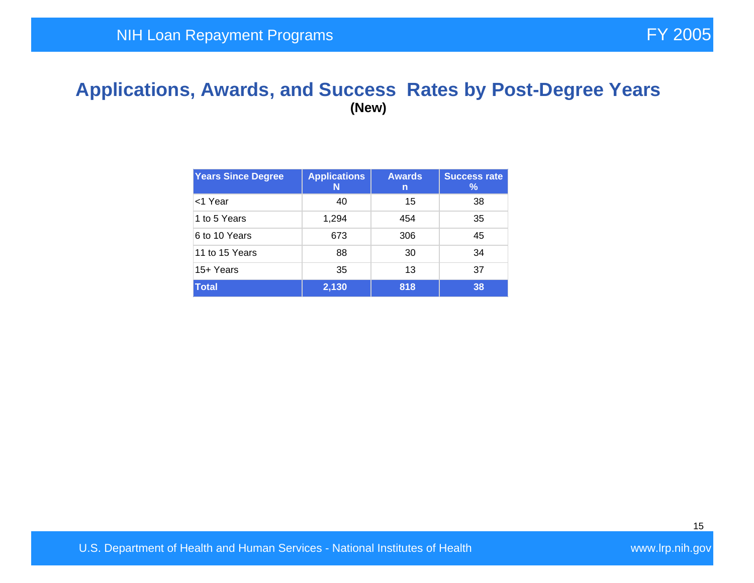# Applications, Awards, and Success Rates by Post-Degree Years

**(New)**

| Years Since Degree | Applications N | Awards n | Success rate % |
|---|---|---|---|
| <1 Year | 40 | 15 | 38 |
| 1 to 5 Years | 1,294 | 454 | 35 |
| 6 to 10 Years | 673 | 306 | 45 |
| 11 to 15 Years | 88 | 30 | 34 |
| 15+ Years | 35 | 13 | 37 |
| **Total** | **2,130** | **818** | **38** |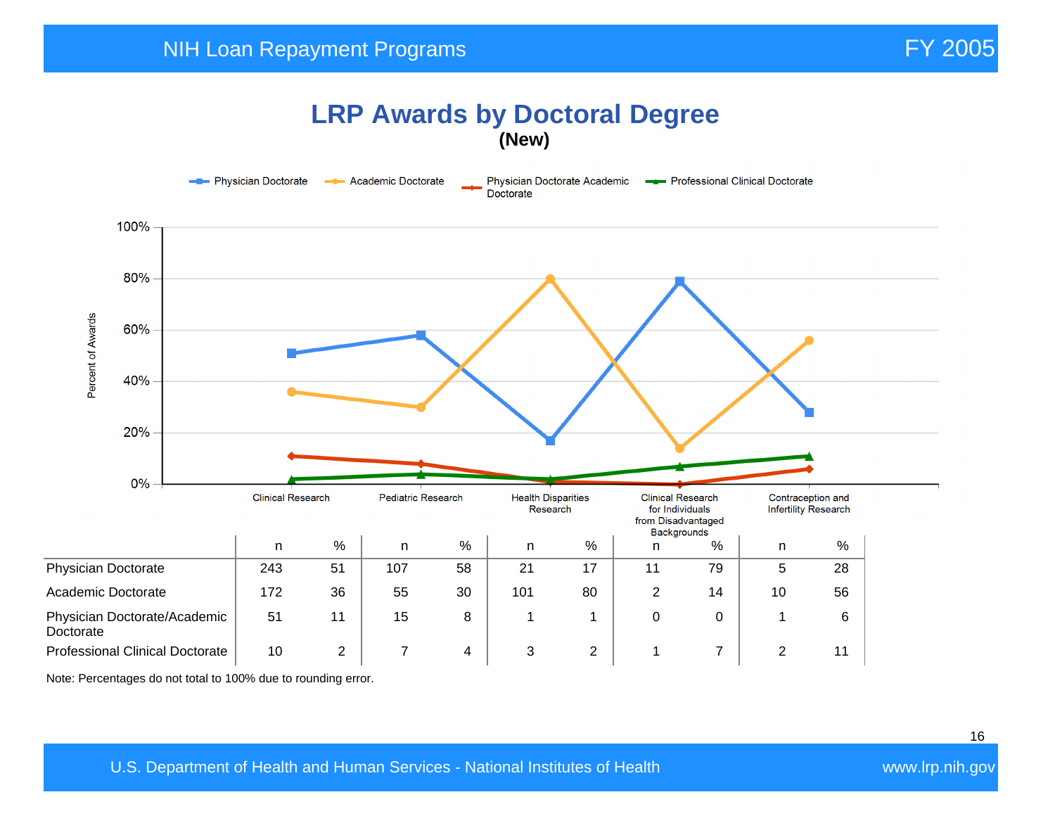# LRP Awards by Doctoral Degree

**(New)**

| | Clinical Research | | Pediatric Research | | Health Disparities Research | | Clinical Research for Individuals from Disadvantaged Backgrounds | | Contraception and Infertility Research | |
|---|---|---|---|---|---|---|---|---|---|---|
| | n | % | n | % | n | % | n | % | n | % |
| Physician Doctorate | 243 | 51 | 107 | 58 | 21 | 17 | 11 | 79 | 5 | 28 |
| Academic Doctorate | 172 | 36 | 55 | 30 | 101 | 80 | 2 | 14 | 10 | 56 |
| Physician Doctorate/Academic Doctorate | 51 | 11 | 15 | 8 | 1 | 1 | 0 | 0 | 1 | 6 |
| Professional Clinical Doctorate | 10 | 2 | 7 | 4 | 3 | 2 | 1 | 7 | 2 | 11 |

Note: Percentages do not total to 100% due to rounding error.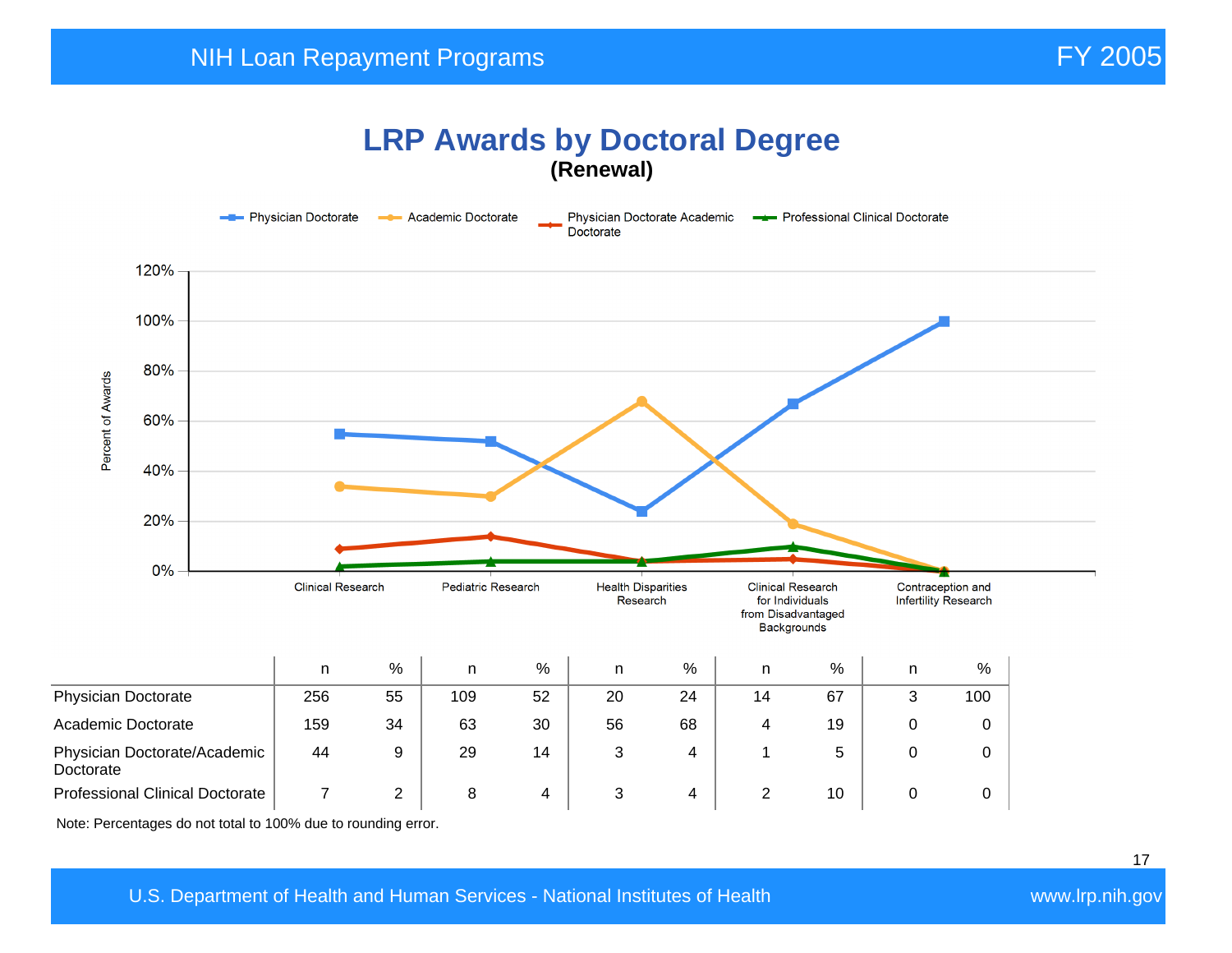# LRP Awards by Doctoral Degree

**(Renewal)**

|  | Clinical Research n | Clinical Research % | Pediatric Research n | Pediatric Research % | Health Disparities Research n | Health Disparities Research % | Clinical Research for Individuals from Disadvantaged Backgrounds n | Clinical Research for Individuals from Disadvantaged Backgrounds % | Contraception and Infertility Research n | Contraception and Infertility Research % |
|---|---|---|---|---|---|---|---|---|---|---|
| Physician Doctorate | 256 | 55 | 109 | 52 | 20 | 24 | 14 | 67 | 3 | 100 |
| Academic Doctorate | 159 | 34 | 63 | 30 | 56 | 68 | 4 | 19 | 0 | 0 |
| Physician Doctorate/Academic Doctorate | 44 | 9 | 29 | 14 | 3 | 4 | 1 | 5 | 0 | 0 |
| Professional Clinical Doctorate | 7 | 2 | 8 | 4 | 3 | 4 | 2 | 10 | 0 | 0 |

Note: Percentages do not total to 100% due to rounding error.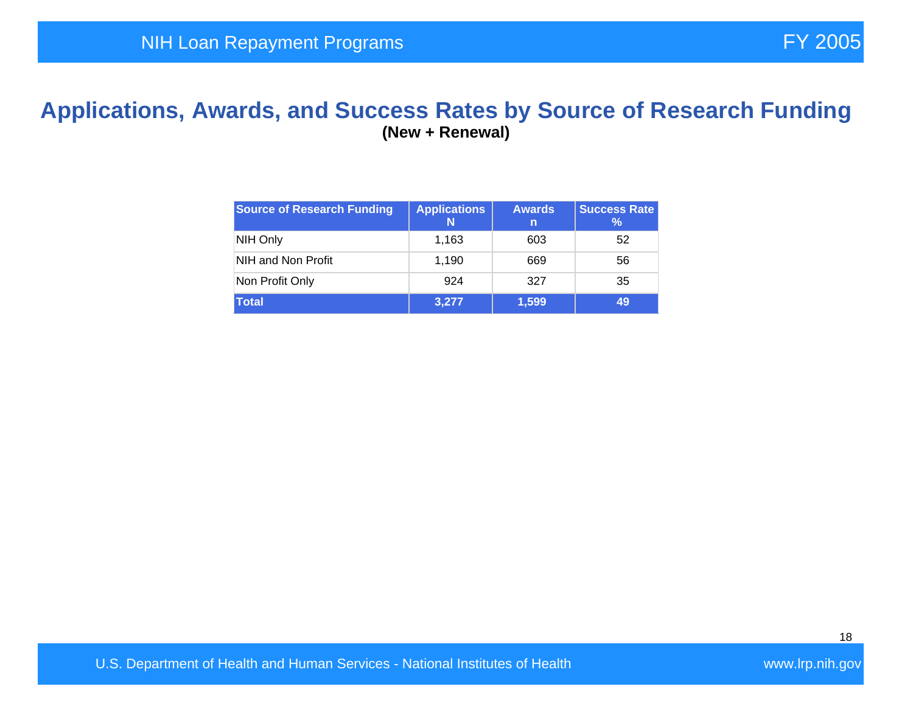# Applications, Awards, and Success Rates by Source of Research Funding

**(New + Renewal)**

| Source of Research Funding | Applications N | Awards n | Success Rate % |
|---|---|---|---|
| NIH Only | 1,163 | 603 | 52 |
| NIH and Non Profit | 1,190 | 669 | 56 |
| Non Profit Only | 924 | 327 | 35 |
| **Total** | **3,277** | **1,599** | **49** |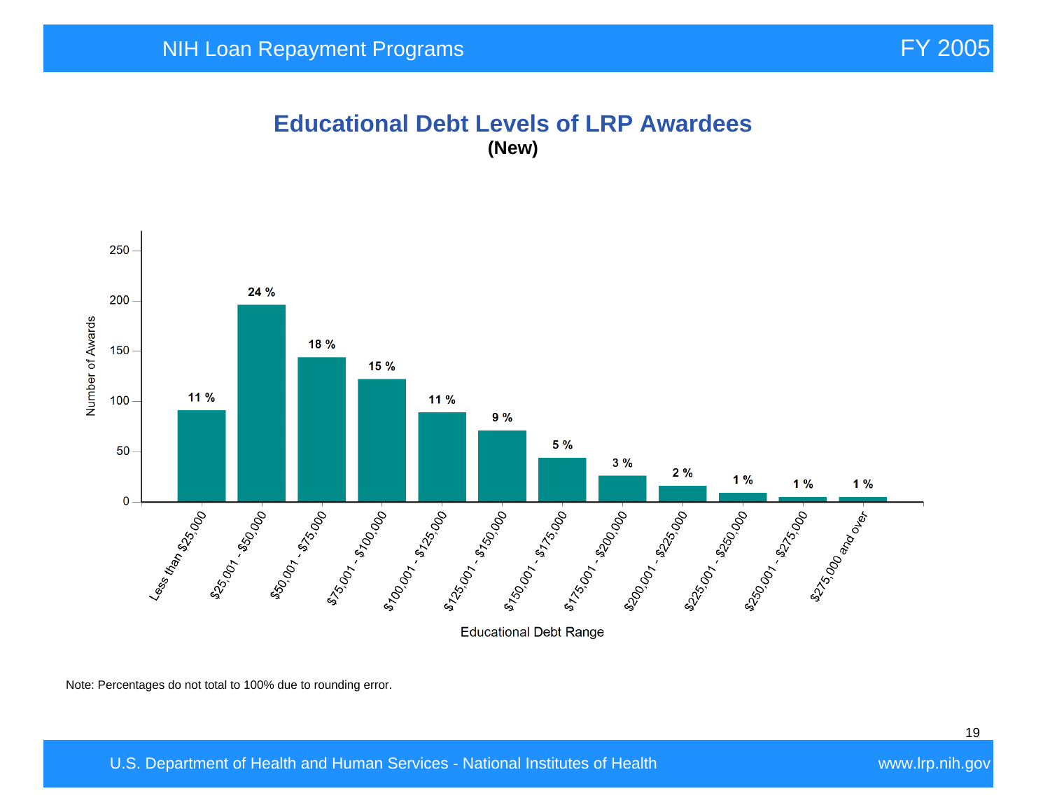# Educational Debt Levels of LRP Awardees

**(New)**

| Educational Debt Range | Percentage |
|---|---|
| Less than $25,000 | 11 % |
| $25,001 - $50,000 | 24 % |
| $50,001 - $75,000 | 18 % |
| $75,001 - $100,000 | 15 % |
| $100,001 - $125,000 | 11 % |
| $125,001 - $150,000 | 9 % |
| $150,001 - $175,000 | 5 % |
| $175,001 - $200,000 | 3 % |
| $200,001 - $225,000 | 2 % |
| $225,001 - $250,000 | 1 % |
| $250,001 - $275,000 | 1 % |
| $275,000 and over | 1 % |

Note: Percentages do not total to 100% due to rounding error.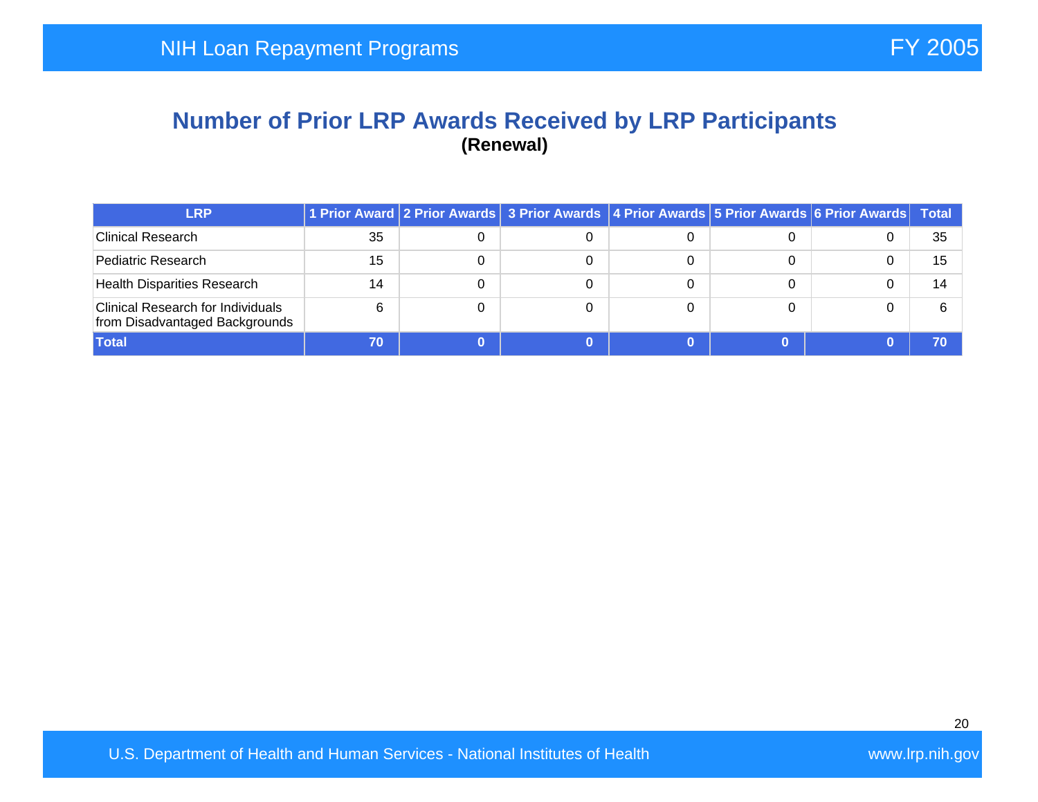## Number of Prior LRP Awards Received by LRP Participants

**(Renewal)**

| LRP | 1 Prior Award | 2 Prior Awards | 3 Prior Awards | 4 Prior Awards | 5 Prior Awards | 6 Prior Awards | Total |
|---|---|---|---|---|---|---|---|
| Clinical Research | 35 | 0 | 0 | 0 | 0 | 0 | 35 |
| Pediatric Research | 15 | 0 | 0 | 0 | 0 | 0 | 15 |
| Health Disparities Research | 14 | 0 | 0 | 0 | 0 | 0 | 14 |
| Clinical Research for Individuals from Disadvantaged Backgrounds | 6 | 0 | 0 | 0 | 0 | 0 | 6 |
| **Total** | **70** | **0** | **0** | **0** | **0** | **0** | **70** |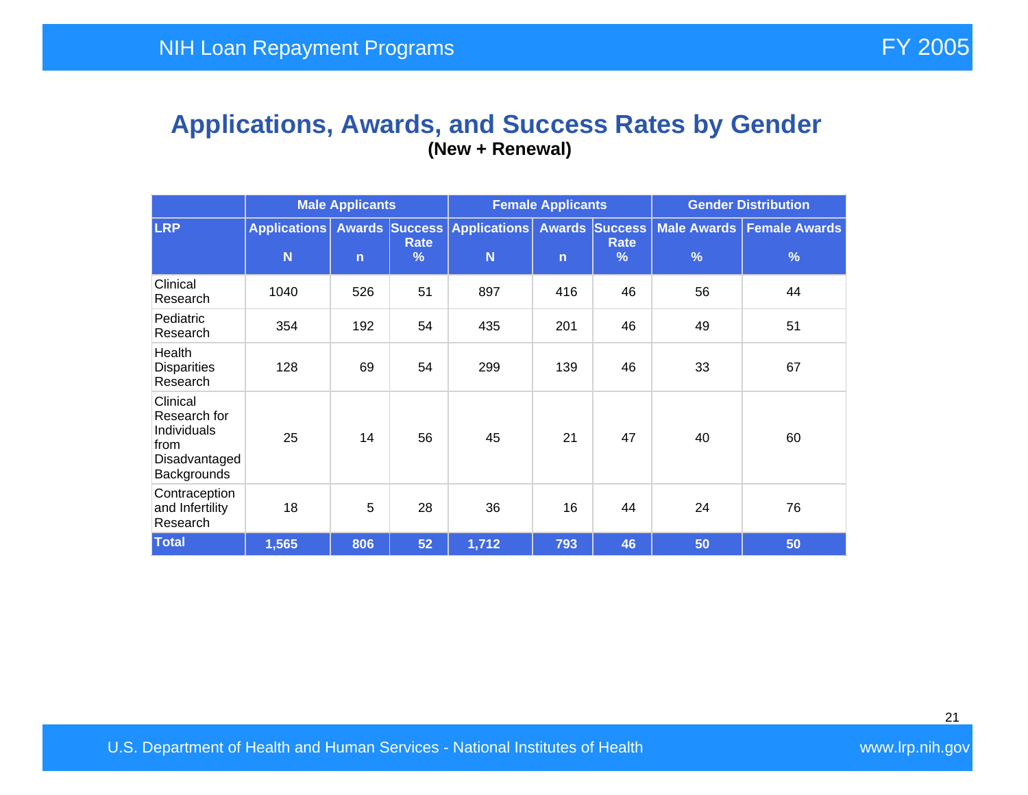# Applications, Awards, and Success Rates by Gender

**(New + Renewal)**

| | Male Applicants | | | Female Applicants | | | Gender Distribution | |
|---|---|---|---|---|---|---|---|---|
| LRP | Applications N | Awards n | Success Rate % | Applications N | Awards n | Success Rate % | Male Awards % | Female Awards % |
| Clinical Research | 1040 | 526 | 51 | 897 | 416 | 46 | 56 | 44 |
| Pediatric Research | 354 | 192 | 54 | 435 | 201 | 46 | 49 | 51 |
| Health Disparities Research | 128 | 69 | 54 | 299 | 139 | 46 | 33 | 67 |
| Clinical Research for Individuals from Disadvantaged Backgrounds | 25 | 14 | 56 | 45 | 21 | 47 | 40 | 60 |
| Contraception and Infertility Research | 18 | 5 | 28 | 36 | 16 | 44 | 24 | 76 |
| **Total** | **1,565** | **806** | **52** | **1,712** | **793** | **46** | **50** | **50** |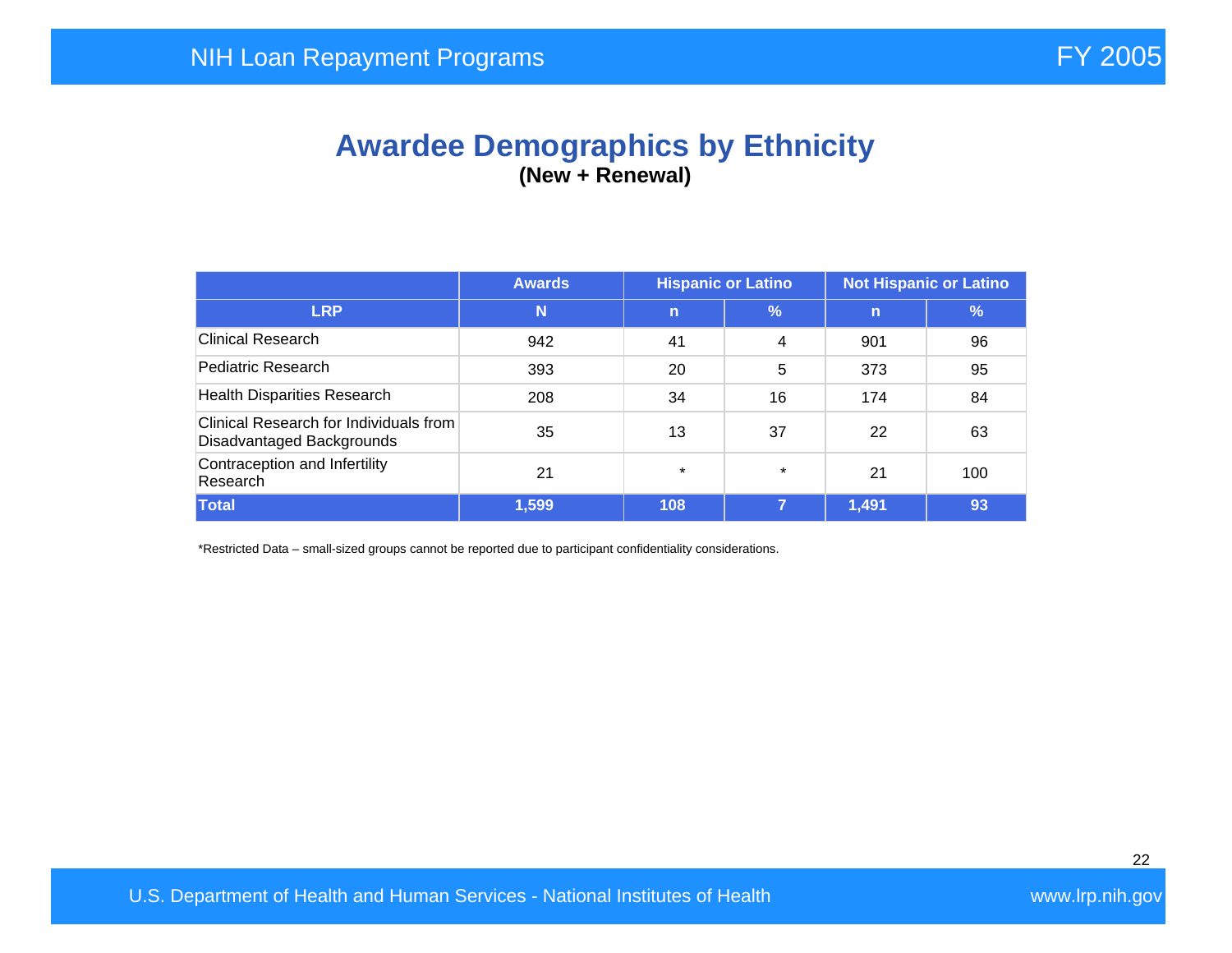# Awardee Demographics by Ethnicity

**(New + Renewal)**

| | Awards | Hispanic or Latino | | Not Hispanic or Latino | |
|---|---|---|---|---|---|
| **LRP** | **N** | **n** | **%** | **n** | **%** |
| Clinical Research | 942 | 41 | 4 | 901 | 96 |
| Pediatric Research | 393 | 20 | 5 | 373 | 95 |
| Health Disparities Research | 208 | 34 | 16 | 174 | 84 |
| Clinical Research for Individuals from Disadvantaged Backgrounds | 35 | 13 | 37 | 22 | 63 |
| Contraception and Infertility Research | 21 | * | * | 21 | 100 |
| **Total** | **1,599** | **108** | **7** | **1,491** | **93** |

*Restricted Data – small-sized groups cannot be reported due to participant confidentiality considerations.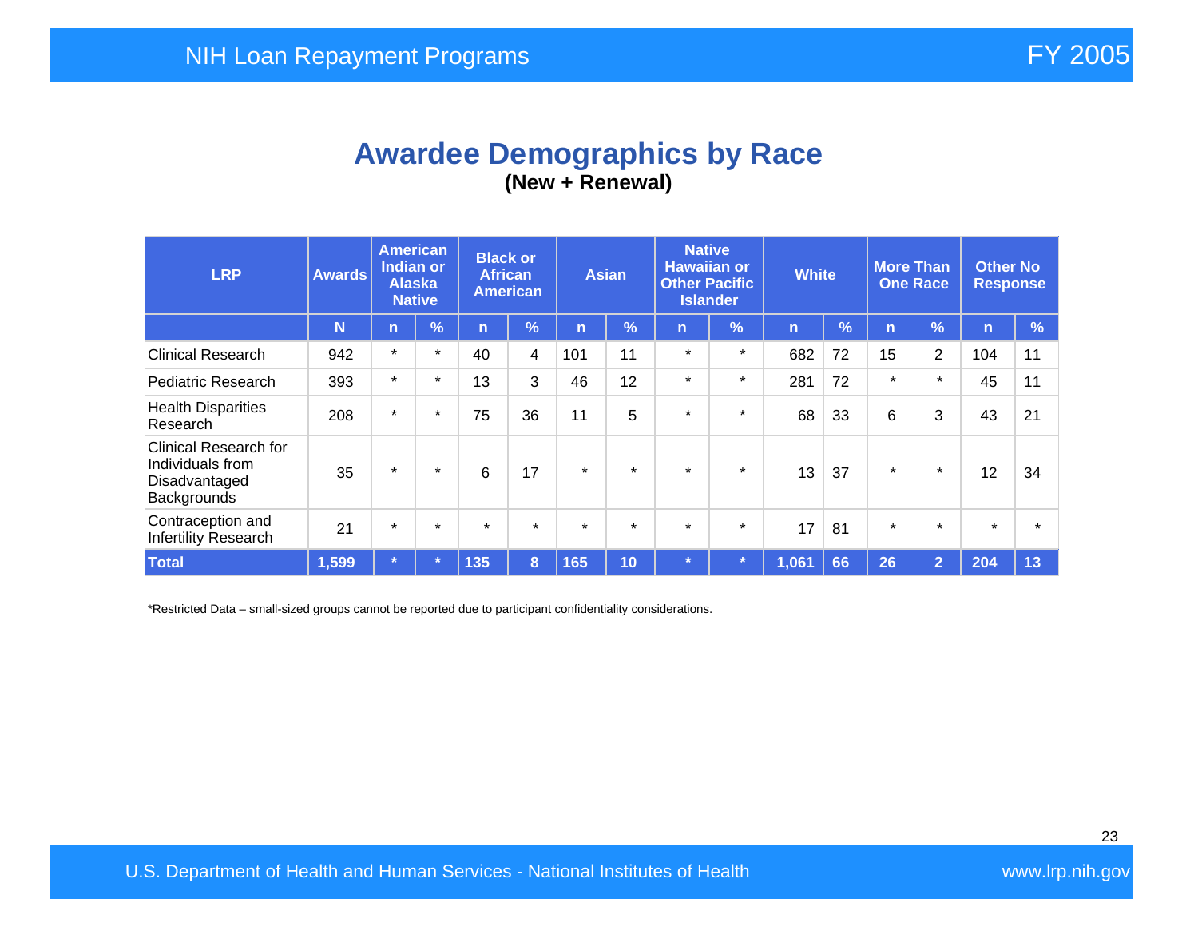# Awardee Demographics by Race

**(New + Renewal)**

| LRP | Awards | American Indian or Alaska Native | | Black or African American | | Asian | | Native Hawaiian or Other Pacific Islander | | White | | More Than One Race | | Other No Response | |
|---|---|---|---|---|---|---|---|---|---|---|---|---|---|---|---|
| | N | n | % | n | % | n | % | n | % | n | % | n | % | n | % |
| Clinical Research | 942 | * | * | 40 | 4 | 101 | 11 | * | * | 682 | 72 | 15 | 2 | 104 | 11 |
| Pediatric Research | 393 | * | * | 13 | 3 | 46 | 12 | * | * | 281 | 72 | * | * | 45 | 11 |
| Health Disparities Research | 208 | * | * | 75 | 36 | 11 | 5 | * | * | 68 | 33 | 6 | 3 | 43 | 21 |
| Clinical Research for Individuals from Disadvantaged Backgrounds | 35 | * | * | 6 | 17 | * | * | * | * | 13 | 37 | * | * | 12 | 34 |
| Contraception and Infertility Research | 21 | * | * | * | * | * | * | * | * | 17 | 81 | * | * | * | * |
| **Total** | **1,599** | * | * | **135** | **8** | **165** | **10** | * | * | **1,061** | **66** | **26** | **2** | **204** | **13** |

*Restricted Data – small-sized groups cannot be reported due to participant confidentiality considerations.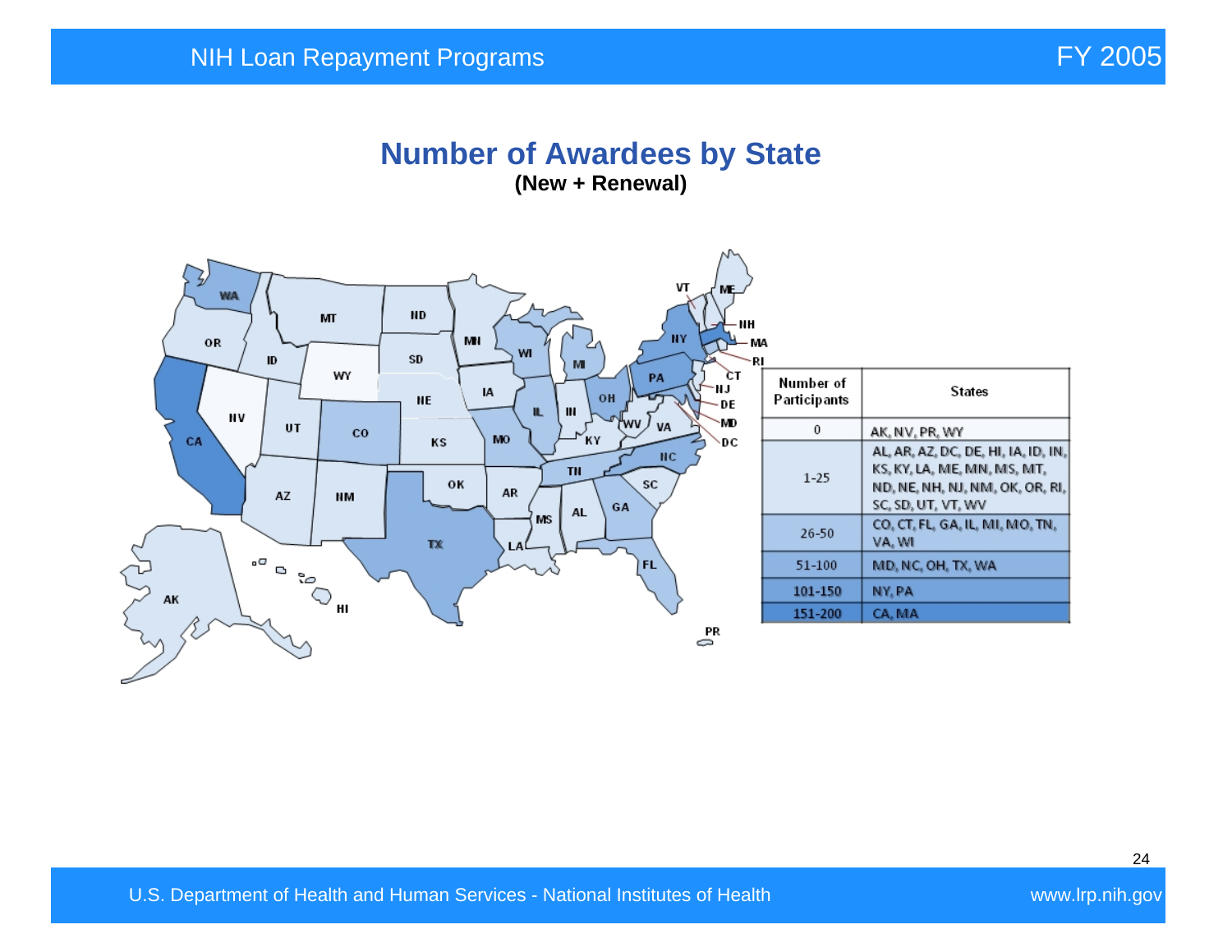## Number of Awardees by State

**(New + Renewal)**

| Number of Participants | States |
| --- | --- |
| 0 | AK, NV, PR, WY |
| 1-25 | AL, AR, AZ, DC, DE, HI, IA, ID, IN, KS, KY, LA, ME, MN, MS, MT, ND, NE, NH, NJ, NM, OK, OR, RI, SC, SD, UT, VT, WV |
| 26-50 | CO, CT, FL, GA, IL, MI, MO, TN, VA, WI |
| 51-100 | MD, NC, OH, TX, WA |
| 101-150 | NY, PA |
| 151-200 | CA, MA |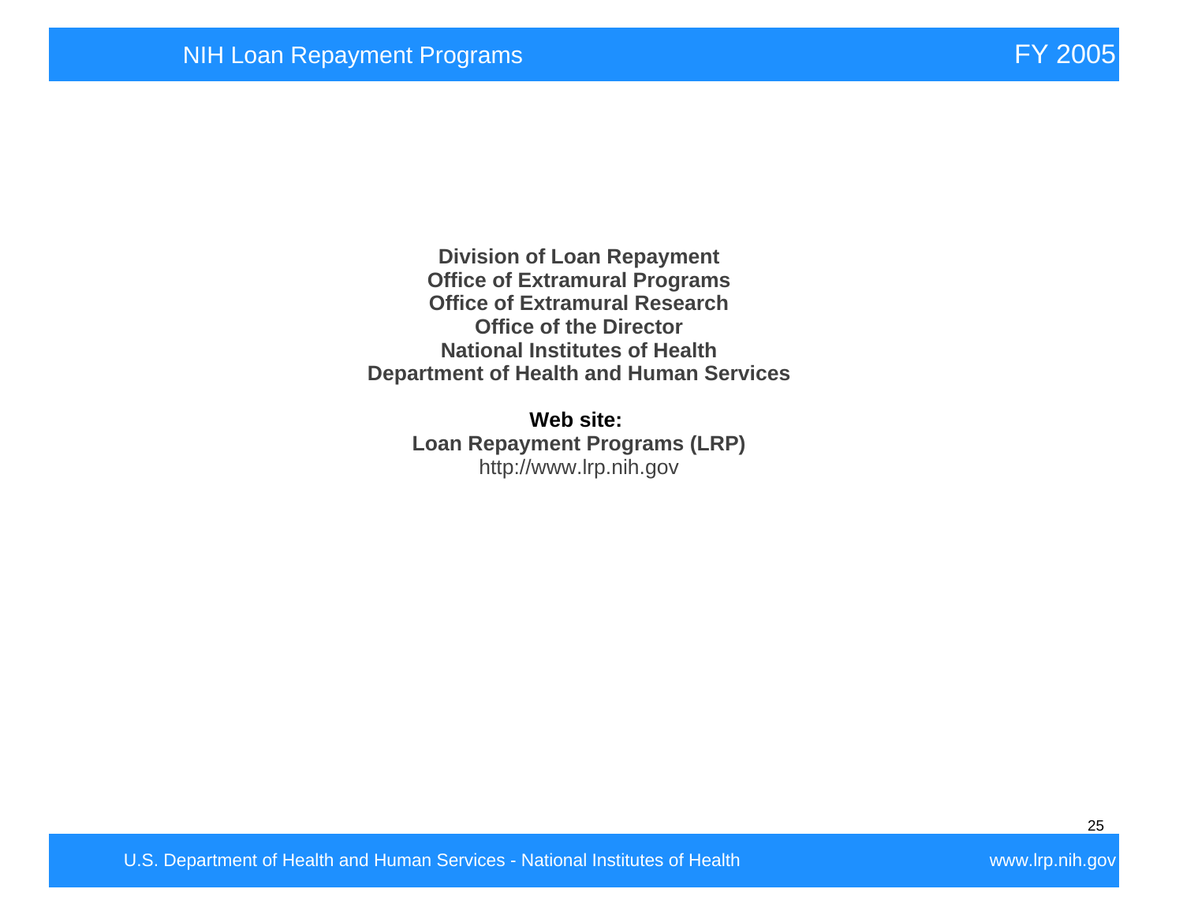**Division of Loan Repayment**
**Office of Extramural Programs**
**Office of Extramural Research**
**Office of the Director**
**National Institutes of Health**
**Department of Health and Human Services**

**Web site:**
**Loan Repayment Programs (LRP)**
http://www.lrp.nih.gov